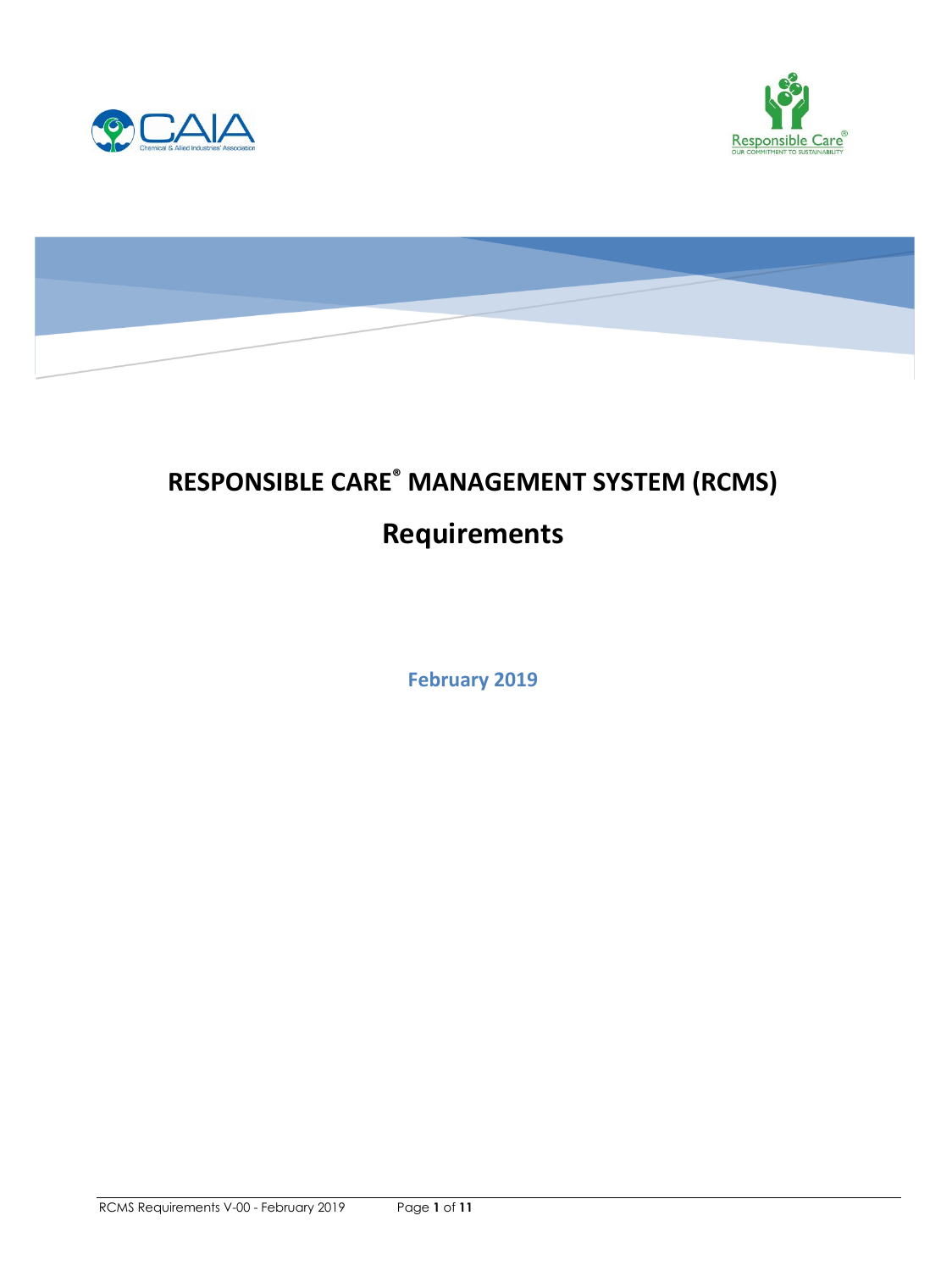# RESPONSIBLE CARE® MANAGEMENT SYSTEM (RCMS)

## Requirements

**February 2019**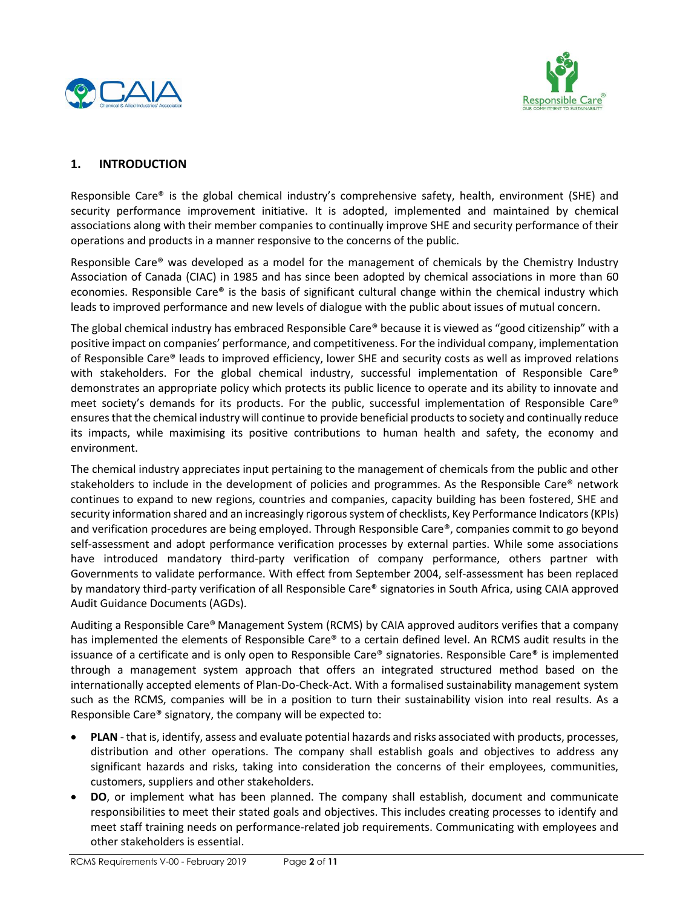## 1. INTRODUCTION

Responsible Care® is the global chemical industry's comprehensive safety, health, environment (SHE) and security performance improvement initiative. It is adopted, implemented and maintained by chemical associations along with their member companies to continually improve SHE and security performance of their operations and products in a manner responsive to the concerns of the public.

Responsible Care® was developed as a model for the management of chemicals by the Chemistry Industry Association of Canada (CIAC) in 1985 and has since been adopted by chemical associations in more than 60 economies. Responsible Care® is the basis of significant cultural change within the chemical industry which leads to improved performance and new levels of dialogue with the public about issues of mutual concern.

The global chemical industry has embraced Responsible Care® because it is viewed as "good citizenship" with a positive impact on companies' performance, and competitiveness. For the individual company, implementation of Responsible Care® leads to improved efficiency, lower SHE and security costs as well as improved relations with stakeholders. For the global chemical industry, successful implementation of Responsible Care® demonstrates an appropriate policy which protects its public licence to operate and its ability to innovate and meet society's demands for its products. For the public, successful implementation of Responsible Care® ensures that the chemical industry will continue to provide beneficial products to society and continually reduce its impacts, while maximising its positive contributions to human health and safety, the economy and environment.

The chemical industry appreciates input pertaining to the management of chemicals from the public and other stakeholders to include in the development of policies and programmes. As the Responsible Care® network continues to expand to new regions, countries and companies, capacity building has been fostered, SHE and security information shared and an increasingly rigorous system of checklists, Key Performance Indicators (KPIs) and verification procedures are being employed. Through Responsible Care®, companies commit to go beyond self-assessment and adopt performance verification processes by external parties. While some associations have introduced mandatory third-party verification of company performance, others partner with Governments to validate performance. With effect from September 2004, self-assessment has been replaced by mandatory third-party verification of all Responsible Care® signatories in South Africa, using CAIA approved Audit Guidance Documents (AGDs).

Auditing a Responsible Care® Management System (RCMS) by CAIA approved auditors verifies that a company has implemented the elements of Responsible Care® to a certain defined level. An RCMS audit results in the issuance of a certificate and is only open to Responsible Care® signatories. Responsible Care® is implemented through a management system approach that offers an integrated structured method based on the internationally accepted elements of Plan-Do-Check-Act. With a formalised sustainability management system such as the RCMS, companies will be in a position to turn their sustainability vision into real results. As a Responsible Care® signatory, the company will be expected to:

- **PLAN** - that is, identify, assess and evaluate potential hazards and risks associated with products, processes, distribution and other operations. The company shall establish goals and objectives to address any significant hazards and risks, taking into consideration the concerns of their employees, communities, customers, suppliers and other stakeholders.
- **DO**, or implement what has been planned. The company shall establish, document and communicate responsibilities to meet their stated goals and objectives. This includes creating processes to identify and meet staff training needs on performance-related job requirements. Communicating with employees and other stakeholders is essential.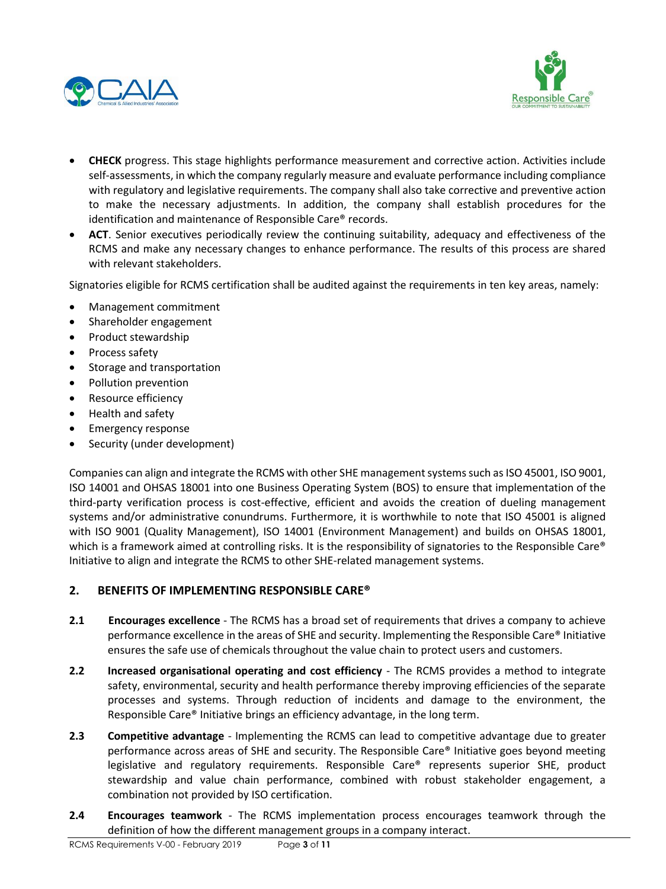- **CHECK** progress. This stage highlights performance measurement and corrective action. Activities include self-assessments, in which the company regularly measure and evaluate performance including compliance with regulatory and legislative requirements. The company shall also take corrective and preventive action to make the necessary adjustments. In addition, the company shall establish procedures for the identification and maintenance of Responsible Care® records.
- **ACT**. Senior executives periodically review the continuing suitability, adequacy and effectiveness of the RCMS and make any necessary changes to enhance performance. The results of this process are shared with relevant stakeholders.

Signatories eligible for RCMS certification shall be audited against the requirements in ten key areas, namely:

- Management commitment
- Shareholder engagement
- Product stewardship
- Process safety
- Storage and transportation
- Pollution prevention
- Resource efficiency
- Health and safety
- Emergency response
- Security (under development)

Companies can align and integrate the RCMS with other SHE management systems such as ISO 45001, ISO 9001, ISO 14001 and OHSAS 18001 into one Business Operating System (BOS) to ensure that implementation of the third-party verification process is cost-effective, efficient and avoids the creation of dueling management systems and/or administrative conundrums. Furthermore, it is worthwhile to note that ISO 45001 is aligned with ISO 9001 (Quality Management), ISO 14001 (Environment Management) and builds on OHSAS 18001, which is a framework aimed at controlling risks. It is the responsibility of signatories to the Responsible Care® Initiative to align and integrate the RCMS to other SHE-related management systems.

## 2. BENEFITS OF IMPLEMENTING RESPONSIBLE CARE®

**2.1 Encourages excellence** - The RCMS has a broad set of requirements that drives a company to achieve performance excellence in the areas of SHE and security. Implementing the Responsible Care® Initiative ensures the safe use of chemicals throughout the value chain to protect users and customers.

**2.2 Increased organisational operating and cost efficiency** - The RCMS provides a method to integrate safety, environmental, security and health performance thereby improving efficiencies of the separate processes and systems. Through reduction of incidents and damage to the environment, the Responsible Care® Initiative brings an efficiency advantage, in the long term.

**2.3 Competitive advantage** - Implementing the RCMS can lead to competitive advantage due to greater performance across areas of SHE and security. The Responsible Care® Initiative goes beyond meeting legislative and regulatory requirements. Responsible Care® represents superior SHE, product stewardship and value chain performance, combined with robust stakeholder engagement, a combination not provided by ISO certification.

**2.4 Encourages teamwork** - The RCMS implementation process encourages teamwork through the definition of how the different management groups in a company interact.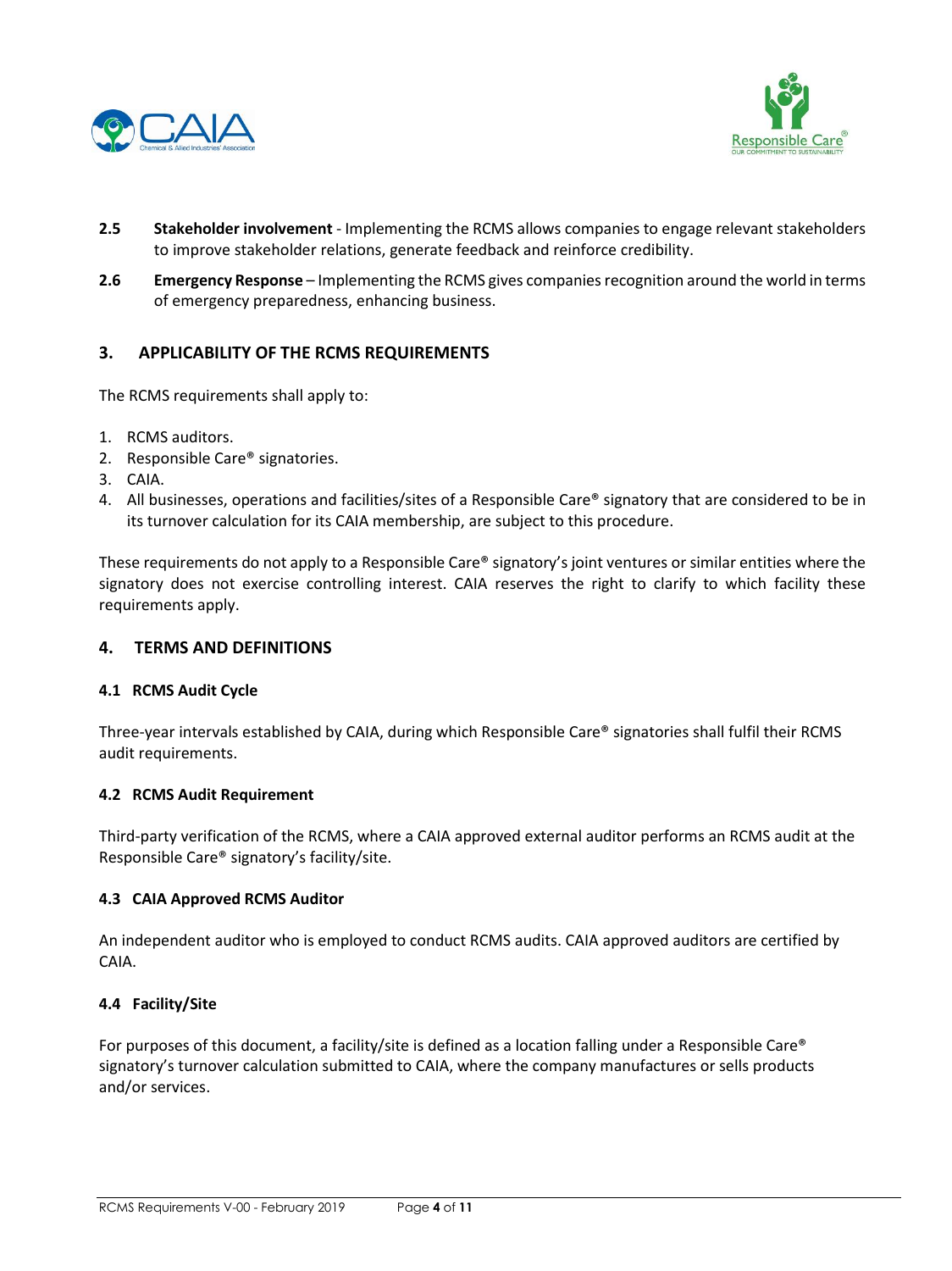**2.5 Stakeholder involvement** - Implementing the RCMS allows companies to engage relevant stakeholders to improve stakeholder relations, generate feedback and reinforce credibility.

**2.6 Emergency Response** – Implementing the RCMS gives companies recognition around the world in terms of emergency preparedness, enhancing business.

## 3. APPLICABILITY OF THE RCMS REQUIREMENTS

The RCMS requirements shall apply to:

1. RCMS auditors.
2. Responsible Care® signatories.
3. CAIA.
4. All businesses, operations and facilities/sites of a Responsible Care® signatory that are considered to be in its turnover calculation for its CAIA membership, are subject to this procedure.

These requirements do not apply to a Responsible Care® signatory's joint ventures or similar entities where the signatory does not exercise controlling interest. CAIA reserves the right to clarify to which facility these requirements apply.

## 4. TERMS AND DEFINITIONS

### 4.1 RCMS Audit Cycle

Three-year intervals established by CAIA, during which Responsible Care® signatories shall fulfil their RCMS audit requirements.

### 4.2 RCMS Audit Requirement

Third-party verification of the RCMS, where a CAIA approved external auditor performs an RCMS audit at the Responsible Care® signatory's facility/site.

### 4.3 CAIA Approved RCMS Auditor

An independent auditor who is employed to conduct RCMS audits. CAIA approved auditors are certified by CAIA.

### 4.4 Facility/Site

For purposes of this document, a facility/site is defined as a location falling under a Responsible Care® signatory's turnover calculation submitted to CAIA, where the company manufactures or sells products and/or services.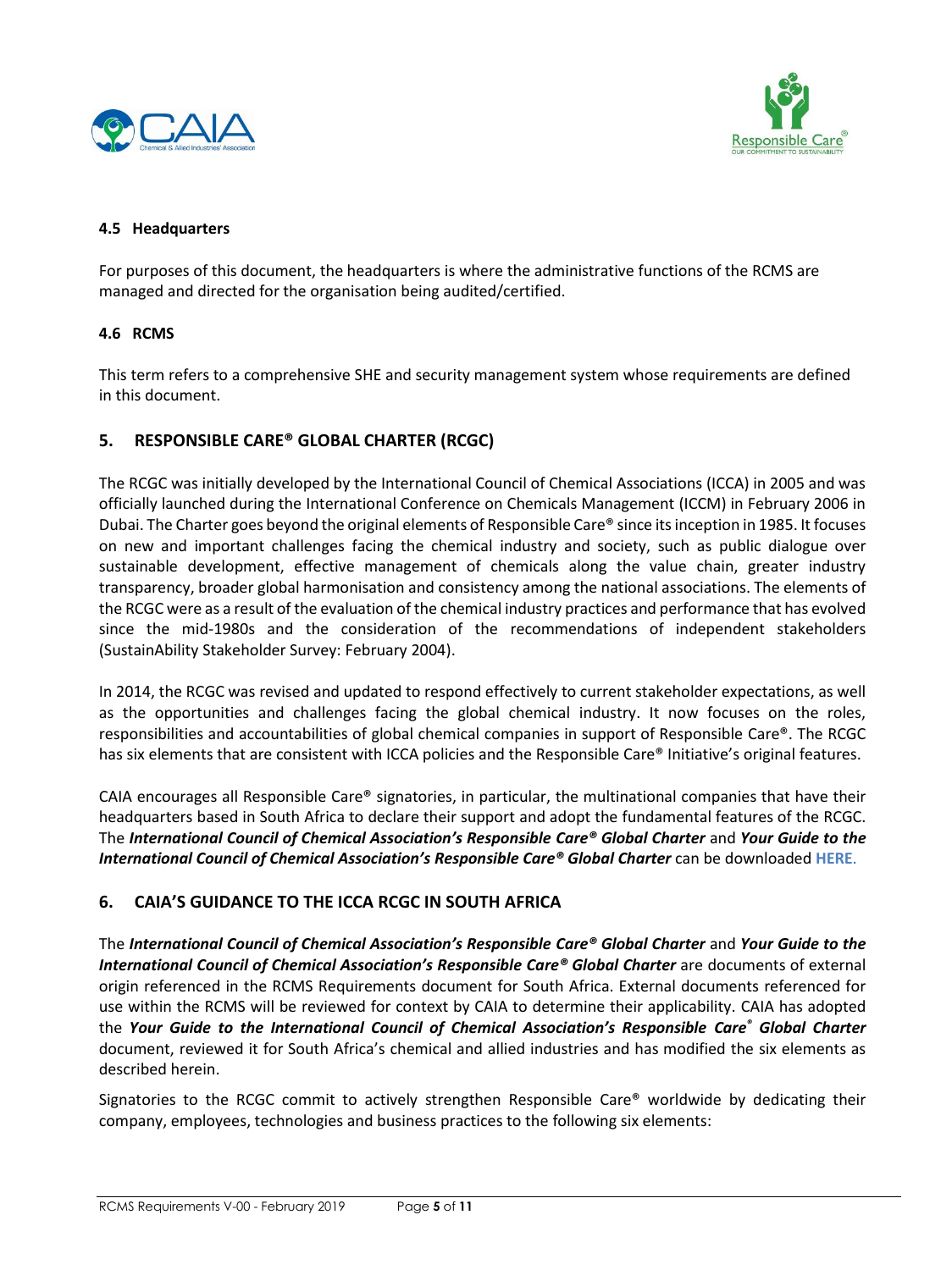### 4.5 Headquarters

For purposes of this document, the headquarters is where the administrative functions of the RCMS are managed and directed for the organisation being audited/certified.

### 4.6 RCMS

This term refers to a comprehensive SHE and security management system whose requirements are defined in this document.

## 5. RESPONSIBLE CARE® GLOBAL CHARTER (RCGC)

The RCGC was initially developed by the International Council of Chemical Associations (ICCA) in 2005 and was officially launched during the International Conference on Chemicals Management (ICCM) in February 2006 in Dubai. The Charter goes beyond the original elements of Responsible Care® since its inception in 1985. It focuses on new and important challenges facing the chemical industry and society, such as public dialogue over sustainable development, effective management of chemicals along the value chain, greater industry transparency, broader global harmonisation and consistency among the national associations. The elements of the RCGC were as a result of the evaluation of the chemical industry practices and performance that has evolved since the mid-1980s and the consideration of the recommendations of independent stakeholders (SustainAbility Stakeholder Survey: February 2004).

In 2014, the RCGC was revised and updated to respond effectively to current stakeholder expectations, as well as the opportunities and challenges facing the global chemical industry. It now focuses on the roles, responsibilities and accountabilities of global chemical companies in support of Responsible Care®. The RCGC has six elements that are consistent with ICCA policies and the Responsible Care® Initiative's original features.

CAIA encourages all Responsible Care® signatories, in particular, the multinational companies that have their headquarters based in South Africa to declare their support and adopt the fundamental features of the RCGC. The ***International Council of Chemical Association's Responsible Care® Global Charter*** and ***Your Guide to the International Council of Chemical Association's Responsible Care® Global Charter*** can be downloaded **HERE**.

## 6. CAIA'S GUIDANCE TO THE ICCA RCGC IN SOUTH AFRICA

The ***International Council of Chemical Association's Responsible Care® Global Charter*** and ***Your Guide to the International Council of Chemical Association's Responsible Care® Global Charter*** are documents of external origin referenced in the RCMS Requirements document for South Africa. External documents referenced for use within the RCMS will be reviewed for context by CAIA to determine their applicability. CAIA has adopted the ***Your Guide to the International Council of Chemical Association's Responsible Care® Global Charter*** document, reviewed it for South Africa's chemical and allied industries and has modified the six elements as described herein.

Signatories to the RCGC commit to actively strengthen Responsible Care® worldwide by dedicating their company, employees, technologies and business practices to the following six elements: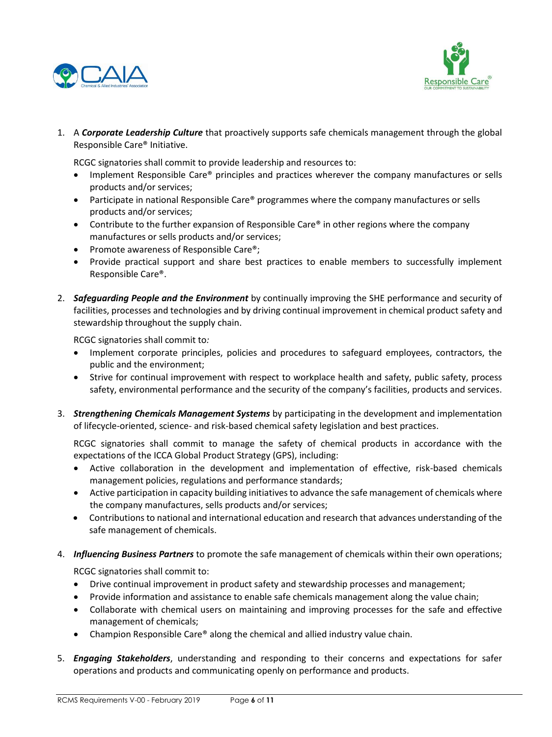1. A ***Corporate Leadership Culture*** that proactively supports safe chemicals management through the global Responsible Care® Initiative.

   RCGC signatories shall commit to provide leadership and resources to:

   - Implement Responsible Care® principles and practices wherever the company manufactures or sells products and/or services;
   - Participate in national Responsible Care® programmes where the company manufactures or sells products and/or services;
   - Contribute to the further expansion of Responsible Care® in other regions where the company manufactures or sells products and/or services;
   - Promote awareness of Responsible Care®;
   - Provide practical support and share best practices to enable members to successfully implement Responsible Care®.

2. ***Safeguarding People and the Environment*** by continually improving the SHE performance and security of facilities, processes and technologies and by driving continual improvement in chemical product safety and stewardship throughout the supply chain.

   RCGC signatories shall commit to*:*

   - Implement corporate principles, policies and procedures to safeguard employees, contractors, the public and the environment;
   - Strive for continual improvement with respect to workplace health and safety, public safety, process safety, environmental performance and the security of the company's facilities, products and services.

3. ***Strengthening Chemicals Management Systems*** by participating in the development and implementation of lifecycle-oriented, science- and risk-based chemical safety legislation and best practices.

   RCGC signatories shall commit to manage the safety of chemical products in accordance with the expectations of the ICCA Global Product Strategy (GPS), including:

   - Active collaboration in the development and implementation of effective, risk-based chemicals management policies, regulations and performance standards;
   - Active participation in capacity building initiatives to advance the safe management of chemicals where the company manufactures, sells products and/or services;
   - Contributions to national and international education and research that advances understanding of the safe management of chemicals.

4. ***Influencing Business Partners*** to promote the safe management of chemicals within their own operations;

   RCGC signatories shall commit to:

   - Drive continual improvement in product safety and stewardship processes and management;
   - Provide information and assistance to enable safe chemicals management along the value chain;
   - Collaborate with chemical users on maintaining and improving processes for the safe and effective management of chemicals;
   - Champion Responsible Care® along the chemical and allied industry value chain.

5. ***Engaging Stakeholders***, understanding and responding to their concerns and expectations for safer operations and products and communicating openly on performance and products.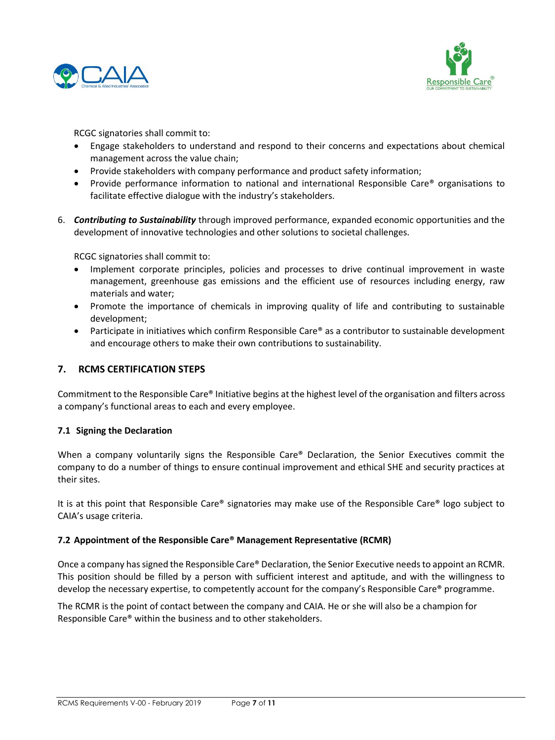RCGC signatories shall commit to:

- Engage stakeholders to understand and respond to their concerns and expectations about chemical management across the value chain;
- Provide stakeholders with company performance and product safety information;
- Provide performance information to national and international Responsible Care® organisations to facilitate effective dialogue with the industry's stakeholders.

6. ***Contributing to Sustainability*** through improved performance, expanded economic opportunities and the development of innovative technologies and other solutions to societal challenges.

   RCGC signatories shall commit to:

   - Implement corporate principles, policies and processes to drive continual improvement in waste management, greenhouse gas emissions and the efficient use of resources including energy, raw materials and water;
   - Promote the importance of chemicals in improving quality of life and contributing to sustainable development;
   - Participate in initiatives which confirm Responsible Care® as a contributor to sustainable development and encourage others to make their own contributions to sustainability.

## 7. RCMS CERTIFICATION STEPS

Commitment to the Responsible Care® Initiative begins at the highest level of the organisation and filters across a company's functional areas to each and every employee.

### 7.1 Signing the Declaration

When a company voluntarily signs the Responsible Care® Declaration, the Senior Executives commit the company to do a number of things to ensure continual improvement and ethical SHE and security practices at their sites.

It is at this point that Responsible Care® signatories may make use of the Responsible Care® logo subject to CAIA's usage criteria.

### 7.2 Appointment of the Responsible Care® Management Representative (RCMR)

Once a company has signed the Responsible Care® Declaration, the Senior Executive needs to appoint an RCMR. This position should be filled by a person with sufficient interest and aptitude, and with the willingness to develop the necessary expertise, to competently account for the company's Responsible Care® programme.

The RCMR is the point of contact between the company and CAIA. He or she will also be a champion for Responsible Care® within the business and to other stakeholders.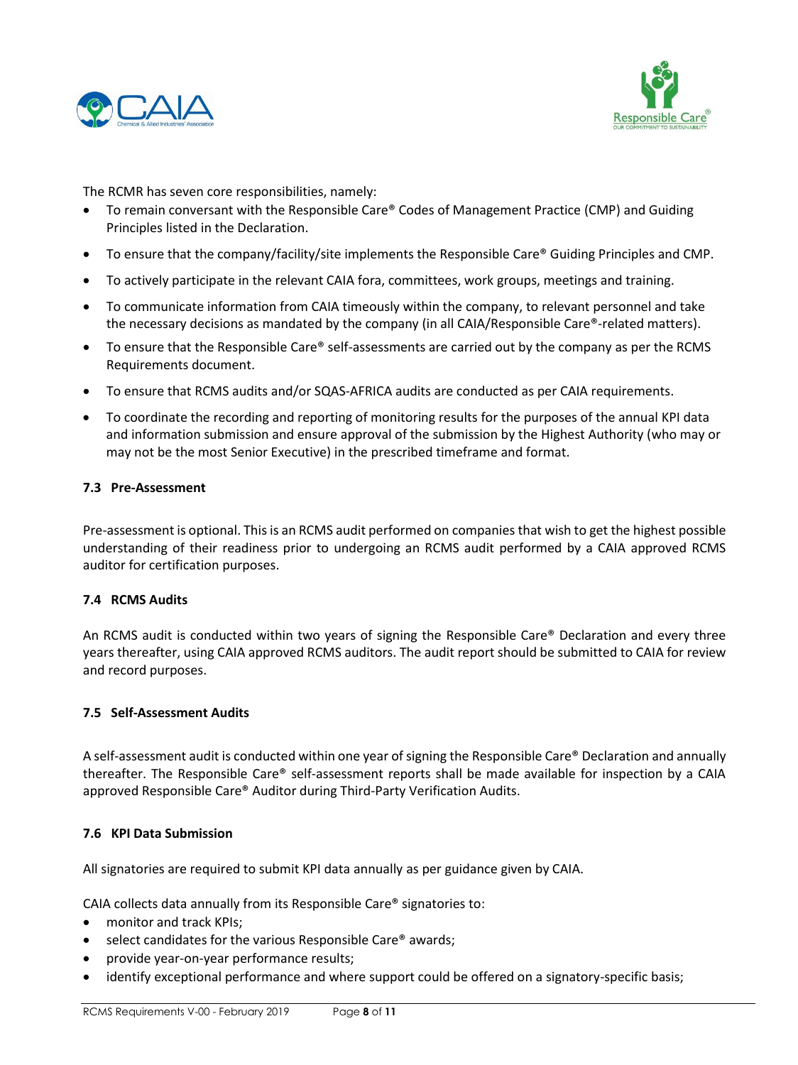The RCMR has seven core responsibilities, namely:

- To remain conversant with the Responsible Care® Codes of Management Practice (CMP) and Guiding Principles listed in the Declaration.
- To ensure that the company/facility/site implements the Responsible Care® Guiding Principles and CMP.
- To actively participate in the relevant CAIA fora, committees, work groups, meetings and training.
- To communicate information from CAIA timeously within the company, to relevant personnel and take the necessary decisions as mandated by the company (in all CAIA/Responsible Care®-related matters).
- To ensure that the Responsible Care® self-assessments are carried out by the company as per the RCMS Requirements document.
- To ensure that RCMS audits and/or SQAS-AFRICA audits are conducted as per CAIA requirements.
- To coordinate the recording and reporting of monitoring results for the purposes of the annual KPI data and information submission and ensure approval of the submission by the Highest Authority (who may or may not be the most Senior Executive) in the prescribed timeframe and format.

### 7.3 Pre-Assessment

Pre-assessment is optional. This is an RCMS audit performed on companies that wish to get the highest possible understanding of their readiness prior to undergoing an RCMS audit performed by a CAIA approved RCMS auditor for certification purposes.

### 7.4 RCMS Audits

An RCMS audit is conducted within two years of signing the Responsible Care® Declaration and every three years thereafter, using CAIA approved RCMS auditors. The audit report should be submitted to CAIA for review and record purposes.

### 7.5 Self-Assessment Audits

A self-assessment audit is conducted within one year of signing the Responsible Care® Declaration and annually thereafter. The Responsible Care® self-assessment reports shall be made available for inspection by a CAIA approved Responsible Care® Auditor during Third-Party Verification Audits.

### 7.6 KPI Data Submission

All signatories are required to submit KPI data annually as per guidance given by CAIA.

CAIA collects data annually from its Responsible Care® signatories to:

- monitor and track KPIs;
- select candidates for the various Responsible Care® awards;
- provide year-on-year performance results;
- identify exceptional performance and where support could be offered on a signatory-specific basis;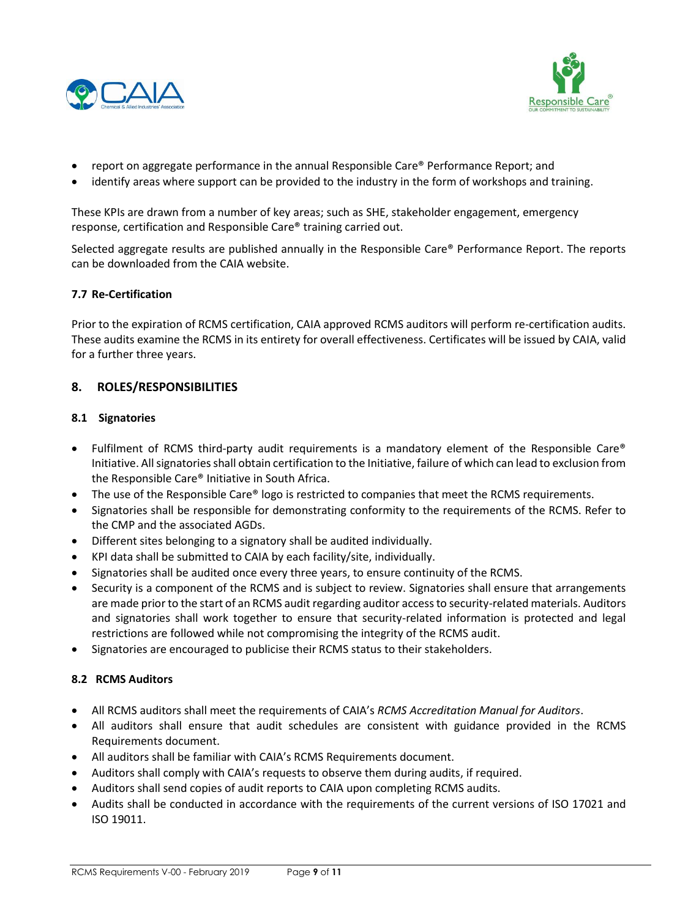- report on aggregate performance in the annual Responsible Care® Performance Report; and
- identify areas where support can be provided to the industry in the form of workshops and training.

These KPIs are drawn from a number of key areas; such as SHE, stakeholder engagement, emergency response, certification and Responsible Care® training carried out.

Selected aggregate results are published annually in the Responsible Care® Performance Report. The reports can be downloaded from the CAIA website.

### 7.7 Re-Certification

Prior to the expiration of RCMS certification, CAIA approved RCMS auditors will perform re-certification audits. These audits examine the RCMS in its entirety for overall effectiveness. Certificates will be issued by CAIA, valid for a further three years.

## 8. ROLES/RESPONSIBILITIES

### 8.1 Signatories

- Fulfilment of RCMS third-party audit requirements is a mandatory element of the Responsible Care® Initiative. All signatories shall obtain certification to the Initiative, failure of which can lead to exclusion from the Responsible Care® Initiative in South Africa.
- The use of the Responsible Care® logo is restricted to companies that meet the RCMS requirements.
- Signatories shall be responsible for demonstrating conformity to the requirements of the RCMS. Refer to the CMP and the associated AGDs.
- Different sites belonging to a signatory shall be audited individually.
- KPI data shall be submitted to CAIA by each facility/site, individually.
- Signatories shall be audited once every three years, to ensure continuity of the RCMS.
- Security is a component of the RCMS and is subject to review. Signatories shall ensure that arrangements are made prior to the start of an RCMS audit regarding auditor access to security-related materials. Auditors and signatories shall work together to ensure that security-related information is protected and legal restrictions are followed while not compromising the integrity of the RCMS audit.
- Signatories are encouraged to publicise their RCMS status to their stakeholders.

### 8.2 RCMS Auditors

- All RCMS auditors shall meet the requirements of CAIA's *RCMS Accreditation Manual for Auditors*.
- All auditors shall ensure that audit schedules are consistent with guidance provided in the RCMS Requirements document.
- All auditors shall be familiar with CAIA's RCMS Requirements document.
- Auditors shall comply with CAIA's requests to observe them during audits, if required.
- Auditors shall send copies of audit reports to CAIA upon completing RCMS audits.
- Audits shall be conducted in accordance with the requirements of the current versions of ISO 17021 and ISO 19011.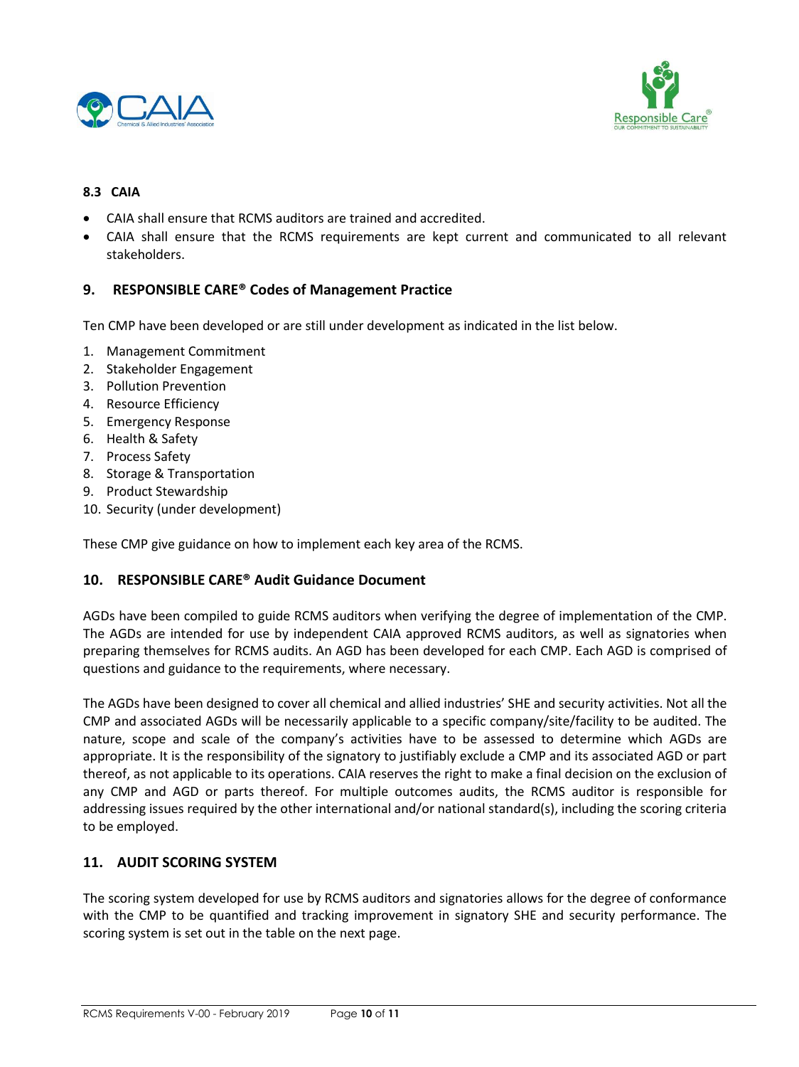### 8.3 CAIA

- CAIA shall ensure that RCMS auditors are trained and accredited.
- CAIA shall ensure that the RCMS requirements are kept current and communicated to all relevant stakeholders.

## 9. RESPONSIBLE CARE® Codes of Management Practice

Ten CMP have been developed or are still under development as indicated in the list below.

1. Management Commitment
2. Stakeholder Engagement
3. Pollution Prevention
4. Resource Efficiency
5. Emergency Response
6. Health & Safety
7. Process Safety
8. Storage & Transportation
9. Product Stewardship
10. Security (under development)

These CMP give guidance on how to implement each key area of the RCMS.

## 10. RESPONSIBLE CARE® Audit Guidance Document

AGDs have been compiled to guide RCMS auditors when verifying the degree of implementation of the CMP. The AGDs are intended for use by independent CAIA approved RCMS auditors, as well as signatories when preparing themselves for RCMS audits. An AGD has been developed for each CMP. Each AGD is comprised of questions and guidance to the requirements, where necessary.

The AGDs have been designed to cover all chemical and allied industries' SHE and security activities. Not all the CMP and associated AGDs will be necessarily applicable to a specific company/site/facility to be audited. The nature, scope and scale of the company's activities have to be assessed to determine which AGDs are appropriate. It is the responsibility of the signatory to justifiably exclude a CMP and its associated AGD or part thereof, as not applicable to its operations. CAIA reserves the right to make a final decision on the exclusion of any CMP and AGD or parts thereof. For multiple outcomes audits, the RCMS auditor is responsible for addressing issues required by the other international and/or national standard(s), including the scoring criteria to be employed.

## 11. AUDIT SCORING SYSTEM

The scoring system developed for use by RCMS auditors and signatories allows for the degree of conformance with the CMP to be quantified and tracking improvement in signatory SHE and security performance. The scoring system is set out in the table on the next page.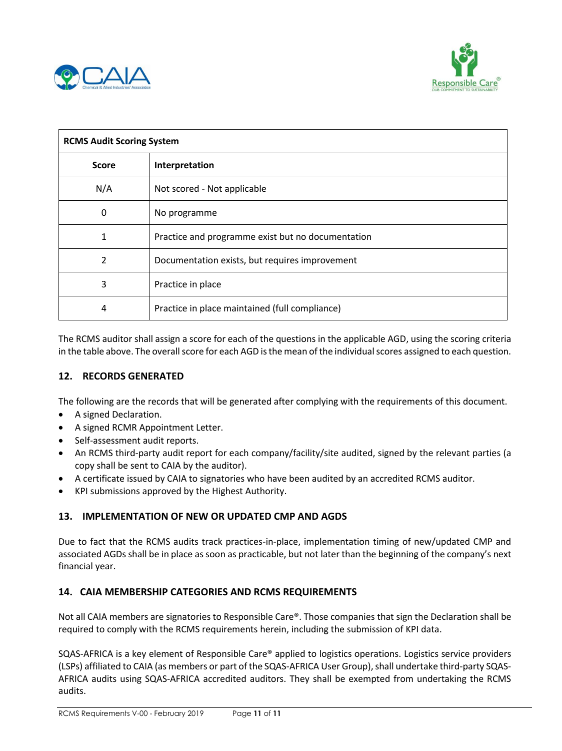| RCMS Audit Scoring System | |
|---|---|
| **Score** | **Interpretation** |
| N/A | Not scored - Not applicable |
| 0 | No programme |
| 1 | Practice and programme exist but no documentation |
| 2 | Documentation exists, but requires improvement |
| 3 | Practice in place |
| 4 | Practice in place maintained (full compliance) |

The RCMS auditor shall assign a score for each of the questions in the applicable AGD, using the scoring criteria in the table above. The overall score for each AGD is the mean of the individual scores assigned to each question.

## 12. RECORDS GENERATED

The following are the records that will be generated after complying with the requirements of this document.

- A signed Declaration.
- A signed RCMR Appointment Letter.
- Self-assessment audit reports.
- An RCMS third-party audit report for each company/facility/site audited, signed by the relevant parties (a copy shall be sent to CAIA by the auditor).
- A certificate issued by CAIA to signatories who have been audited by an accredited RCMS auditor.
- KPI submissions approved by the Highest Authority.

## 13. IMPLEMENTATION OF NEW OR UPDATED CMP AND AGDS

Due to fact that the RCMS audits track practices-in-place, implementation timing of new/updated CMP and associated AGDs shall be in place as soon as practicable, but not later than the beginning of the company's next financial year.

## 14. CAIA MEMBERSHIP CATEGORIES AND RCMS REQUIREMENTS

Not all CAIA members are signatories to Responsible Care®. Those companies that sign the Declaration shall be required to comply with the RCMS requirements herein, including the submission of KPI data.

SQAS-AFRICA is a key element of Responsible Care® applied to logistics operations. Logistics service providers (LSPs) affiliated to CAIA (as members or part of the SQAS-AFRICA User Group), shall undertake third-party SQAS-AFRICA audits using SQAS-AFRICA accredited auditors. They shall be exempted from undertaking the RCMS audits.